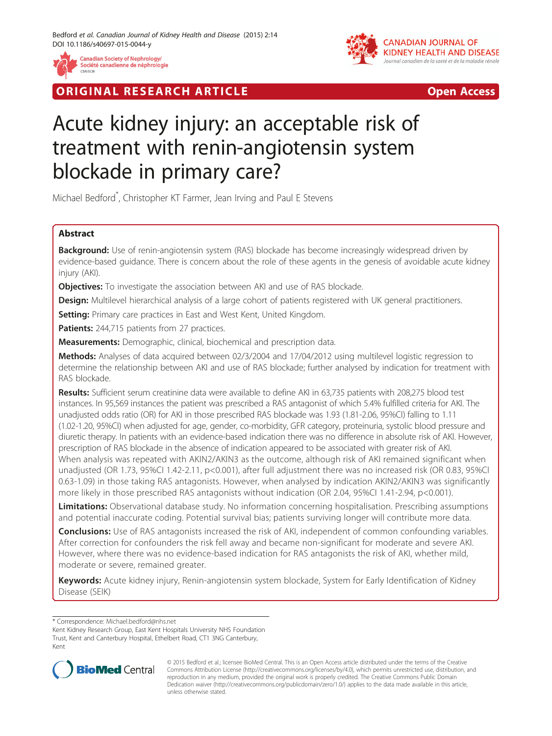ORIGINAL RESEARCH ARTICLE — Open Access

# Acute kidney injury: an acceptable risk of treatment with renin-angiotensin system blockade in primary care?

Michael Bedford*, Christopher KT Farmer, Jean Irving and Paul E Stevens

## Abstract

**Background:** Use of renin-angiotensin system (RAS) blockade has become increasingly widespread driven by evidence-based guidance. There is concern about the role of these agents in the genesis of avoidable acute kidney injury (AKI).

**Objectives:** To investigate the association between AKI and use of RAS blockade.

**Design:** Multilevel hierarchical analysis of a large cohort of patients registered with UK general practitioners.

**Setting:** Primary care practices in East and West Kent, United Kingdom.

**Patients:** 244,715 patients from 27 practices.

**Measurements:** Demographic, clinical, biochemical and prescription data.

**Methods:** Analyses of data acquired between 02/3/2004 and 17/04/2012 using multilevel logistic regression to determine the relationship between AKI and use of RAS blockade; further analysed by indication for treatment with RAS blockade.

**Results:** Sufficient serum creatinine data were available to define AKI in 63,735 patients with 208,275 blood test instances. In 95,569 instances the patient was prescribed a RAS antagonist of which 5.4% fulfilled criteria for AKI. The unadjusted odds ratio (OR) for AKI in those prescribed RAS blockade was 1.93 (1.81-2.06, 95%CI) falling to 1.11 (1.02-1.20, 95%CI) when adjusted for age, gender, co-morbidity, GFR category, proteinuria, systolic blood pressure and diuretic therapy. In patients with an evidence-based indication there was no difference in absolute risk of AKI. However, prescription of RAS blockade in the absence of indication appeared to be associated with greater risk of AKI. When analysis was repeated with AKIN2/AKIN3 as the outcome, although risk of AKI remained significant when unadjusted (OR 1.73, 95%CI 1.42-2.11, p<0.001), after full adjustment there was no increased risk (OR 0.83, 95%CI 0.63-1.09) in those taking RAS antagonists. However, when analysed by indication AKIN2/AKIN3 was significantly more likely in those prescribed RAS antagonists without indication (OR 2.04, 95%CI 1.41-2.94, p<0.001).

**Limitations:** Observational database study. No information concerning hospitalisation. Prescribing assumptions and potential inaccurate coding. Potential survival bias; patients surviving longer will contribute more data.

**Conclusions:** Use of RAS antagonists increased the risk of AKI, independent of common confounding variables. After correction for confounders the risk fell away and became non-significant for moderate and severe AKI. However, where there was no evidence-based indication for RAS antagonists the risk of AKI, whether mild, moderate or severe, remained greater.

**Keywords:** Acute kidney injury, Renin-angiotensin system blockade, System for Early Identification of Kidney Disease (SEIK)

---

* Correspondence: Michael.bedford@nhs.net
Kent Kidney Research Group, East Kent Hospitals University NHS Foundation Trust, Kent and Canterbury Hospital, Ethelbert Road, CT1 3NG Canterbury, Kent

© 2015 Bedford et al.; licensee BioMed Central. This is an Open Access article distributed under the terms of the Creative Commons Attribution License (http://creativecommons.org/licenses/by/4.0), which permits unrestricted use, distribution, and reproduction in any medium, provided the original work is properly credited. The Creative Commons Public Domain Dedication waiver (http://creativecommons.org/publicdomain/zero/1.0/) applies to the data made available in this article, unless otherwise stated.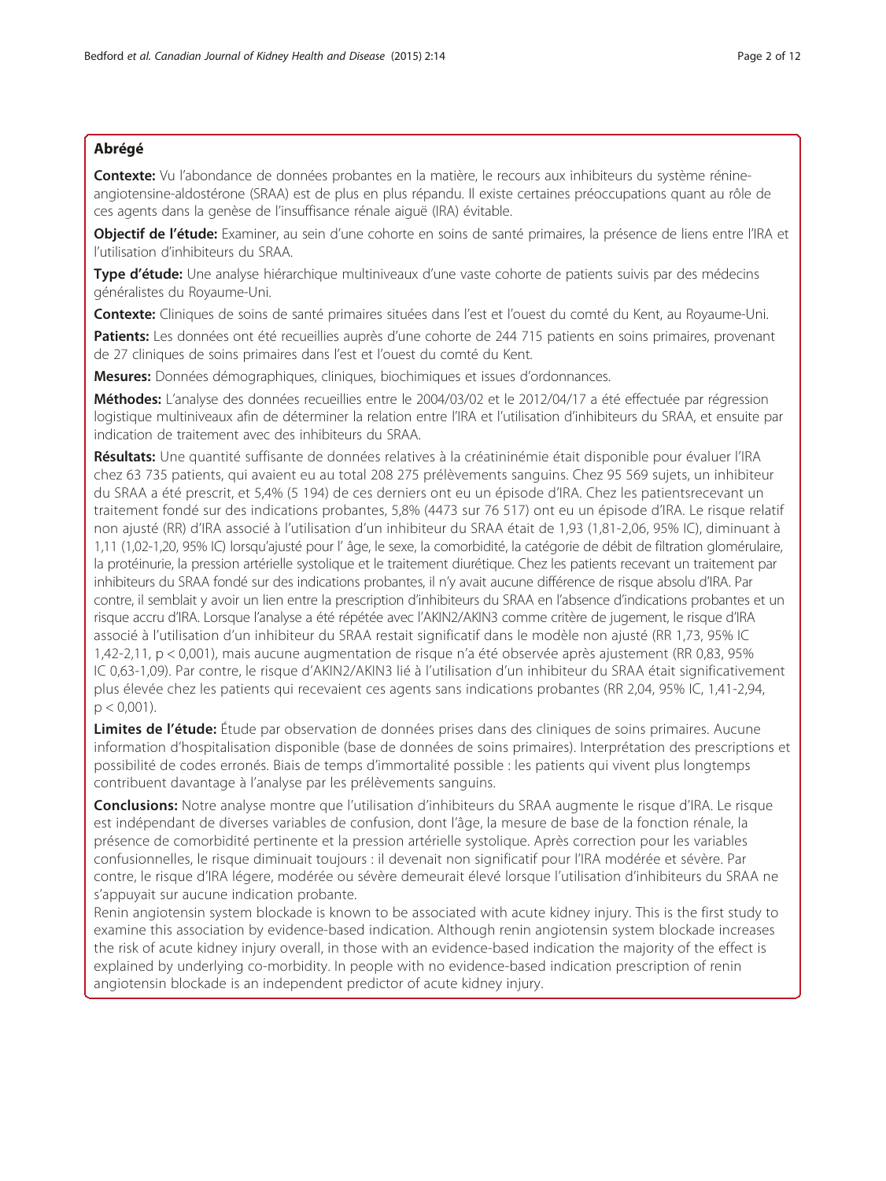## Abrégé

**Contexte:** Vu l'abondance de données probantes en la matière, le recours aux inhibiteurs du système rénine-angiotensine-aldostérone (SRAA) est de plus en plus répandu. Il existe certaines préoccupations quant au rôle de ces agents dans la genèse de l'insuffisance rénale aiguë (IRA) évitable.

**Objectif de l'étude:** Examiner, au sein d'une cohorte en soins de santé primaires, la présence de liens entre l'IRA et l'utilisation d'inhibiteurs du SRAA.

**Type d'étude:** Une analyse hiérarchique multiniveaux d'une vaste cohorte de patients suivis par des médecins généralistes du Royaume-Uni.

**Contexte:** Cliniques de soins de santé primaires situées dans l'est et l'ouest du comté du Kent, au Royaume-Uni.

**Patients:** Les données ont été recueillies auprès d'une cohorte de 244 715 patients en soins primaires, provenant de 27 cliniques de soins primaires dans l'est et l'ouest du comté du Kent.

**Mesures:** Données démographiques, cliniques, biochimiques et issues d'ordonnances.

**Méthodes:** L'analyse des données recueillies entre le 2004/03/02 et le 2012/04/17 a été effectuée par régression logistique multiniveaux afin de déterminer la relation entre l'IRA et l'utilisation d'inhibiteurs du SRAA, et ensuite par indication de traitement avec des inhibiteurs du SRAA.

**Résultats:** Une quantité suffisante de données relatives à la créatininémie était disponible pour évaluer l'IRA chez 63 735 patients, qui avaient eu au total 208 275 prélèvements sanguins. Chez 95 569 sujets, un inhibiteur du SRAA a été prescrit, et 5,4% (5 194) de ces derniers ont eu un épisode d'IRA. Chez les patientsrecevant un traitement fondé sur des indications probantes, 5,8% (4473 sur 76 517) ont eu un épisode d'IRA. Le risque relatif non ajusté (RR) d'IRA associé à l'utilisation d'un inhibiteur du SRAA était de 1,93 (1,81-2,06, 95% IC), diminuant à 1,11 (1,02-1,20, 95% IC) lorsqu'ajusté pour l' âge, le sexe, la comorbidité, la catégorie de débit de filtration glomérulaire, la protéinurie, la pression artérielle systolique et le traitement diurétique. Chez les patients recevant un traitement par inhibiteurs du SRAA fondé sur des indications probantes, il n'y avait aucune différence de risque absolu d'IRA. Par contre, il semblait y avoir un lien entre la prescription d'inhibiteurs du SRAA en l'absence d'indications probantes et un risque accru d'IRA. Lorsque l'analyse a été répétée avec l'AKIN2/AKIN3 comme critère de jugement, le risque d'IRA associé à l'utilisation d'un inhibiteur du SRAA restait significatif dans le modèle non ajusté (RR 1,73, 95% IC 1,42-2,11, $p < 0,001$), mais aucune augmentation de risque n'a été observée après ajustement (RR 0,83, 95% IC 0,63-1,09). Par contre, le risque d'AKIN2/AKIN3 lié à l'utilisation d'un inhibiteur du SRAA était significativement plus élevée chez les patients qui recevaient ces agents sans indications probantes (RR 2,04, 95% IC, 1,41-2,94, $p < 0,001$).

**Limites de l'étude:** Étude par observation de données prises dans des cliniques de soins primaires. Aucune information d'hospitalisation disponible (base de données de soins primaires). Interprétation des prescriptions et possibilité de codes erronés. Biais de temps d'immortalité possible : les patients qui vivent plus longtemps contribuent davantage à l'analyse par les prélèvements sanguins.

**Conclusions:** Notre analyse montre que l'utilisation d'inhibiteurs du SRAA augmente le risque d'IRA. Le risque est indépendant de diverses variables de confusion, dont l'âge, la mesure de base de la fonction rénale, la présence de comorbidité pertinente et la pression artérielle systolique. Après correction pour les variables confusionnelles, le risque diminuait toujours : il devenait non significatif pour l'IRA modérée et sévère. Par contre, le risque d'IRA légere, modérée ou sévère demeurait élevé lorsque l'utilisation d'inhibiteurs du SRAA ne s'appuyait sur aucune indication probante.

Renin angiotensin system blockade is known to be associated with acute kidney injury. This is the first study to examine this association by evidence-based indication. Although renin angiotensin system blockade increases the risk of acute kidney injury overall, in those with an evidence-based indication the majority of the effect is explained by underlying co-morbidity. In people with no evidence-based indication prescription of renin angiotensin blockade is an independent predictor of acute kidney injury.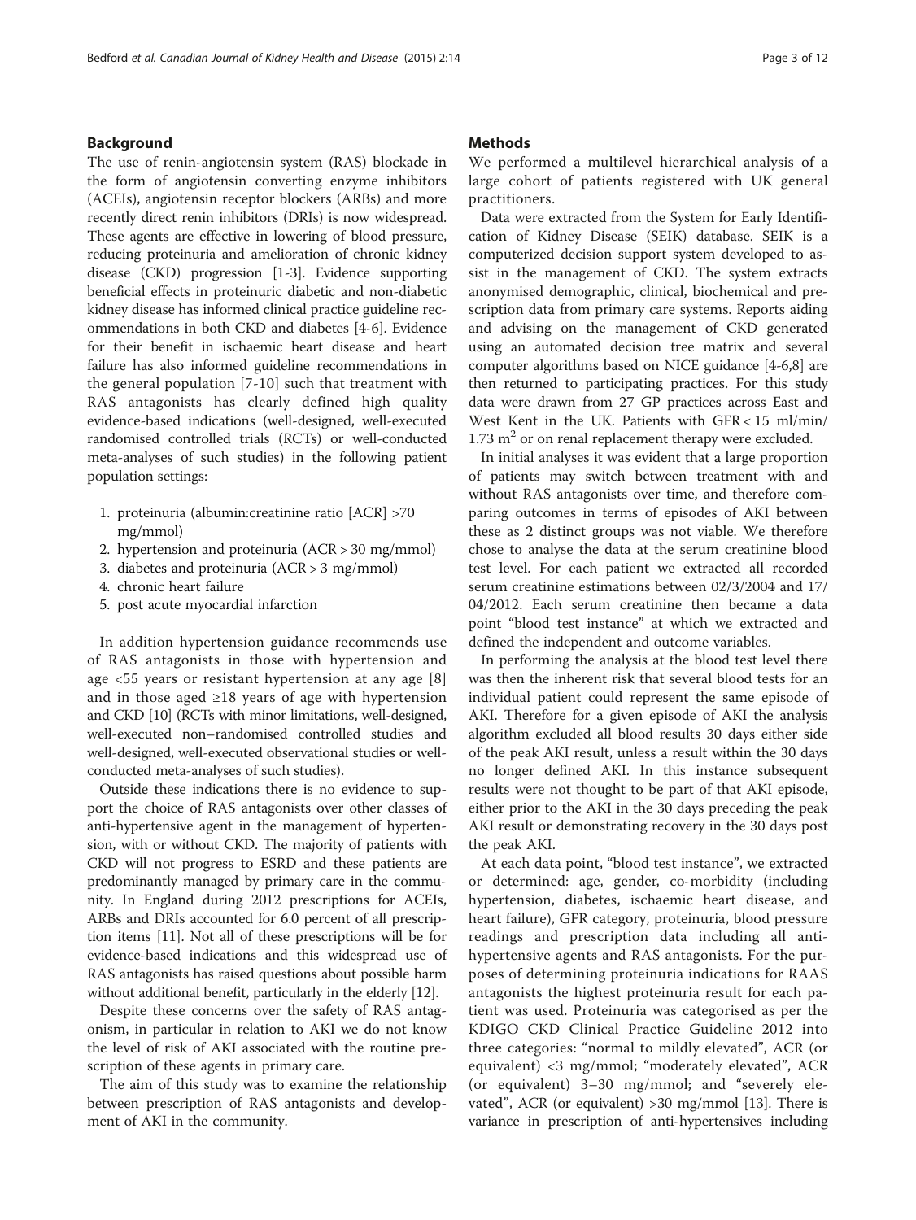## Background

The use of renin-angiotensin system (RAS) blockade in the form of angiotensin converting enzyme inhibitors (ACEIs), angiotensin receptor blockers (ARBs) and more recently direct renin inhibitors (DRIs) is now widespread. These agents are effective in lowering of blood pressure, reducing proteinuria and amelioration of chronic kidney disease (CKD) progression [1-3]. Evidence supporting beneficial effects in proteinuric diabetic and non-diabetic kidney disease has informed clinical practice guideline recommendations in both CKD and diabetes [4-6]. Evidence for their benefit in ischaemic heart disease and heart failure has also informed guideline recommendations in the general population [7-10] such that treatment with RAS antagonists has clearly defined high quality evidence-based indications (well-designed, well-executed randomised controlled trials (RCTs) or well-conducted meta-analyses of such studies) in the following patient population settings:

1. proteinuria (albumin:creatinine ratio [ACR] >70 mg/mmol)
2. hypertension and proteinuria (ACR > 30 mg/mmol)
3. diabetes and proteinuria (ACR > 3 mg/mmol)
4. chronic heart failure
5. post acute myocardial infarction

In addition hypertension guidance recommends use of RAS antagonists in those with hypertension and age <55 years or resistant hypertension at any age [8] and in those aged ≥18 years of age with hypertension and CKD [10] (RCTs with minor limitations, well-designed, well-executed non–randomised controlled studies and well-designed, well-executed observational studies or well-conducted meta-analyses of such studies).

Outside these indications there is no evidence to support the choice of RAS antagonists over other classes of anti-hypertensive agent in the management of hypertension, with or without CKD. The majority of patients with CKD will not progress to ESRD and these patients are predominantly managed by primary care in the community. In England during 2012 prescriptions for ACEIs, ARBs and DRIs accounted for 6.0 percent of all prescription items [11]. Not all of these prescriptions will be for evidence-based indications and this widespread use of RAS antagonists has raised questions about possible harm without additional benefit, particularly in the elderly [12].

Despite these concerns over the safety of RAS antagonism, in particular in relation to AKI we do not know the level of risk of AKI associated with the routine prescription of these agents in primary care.

The aim of this study was to examine the relationship between prescription of RAS antagonists and development of AKI in the community.

## Methods

We performed a multilevel hierarchical analysis of a large cohort of patients registered with UK general practitioners.

Data were extracted from the System for Early Identification of Kidney Disease (SEIK) database. SEIK is a computerized decision support system developed to assist in the management of CKD. The system extracts anonymised demographic, clinical, biochemical and prescription data from primary care systems. Reports aiding and advising on the management of CKD generated using an automated decision tree matrix and several computer algorithms based on NICE guidance [4-6,8] are then returned to participating practices. For this study data were drawn from 27 GP practices across East and West Kent in the UK. Patients with GFR < 15 ml/min/1.73 $m^2$ or on renal replacement therapy were excluded.

In initial analyses it was evident that a large proportion of patients may switch between treatment with and without RAS antagonists over time, and therefore comparing outcomes in terms of episodes of AKI between these as 2 distinct groups was not viable. We therefore chose to analyse the data at the serum creatinine blood test level. For each patient we extracted all recorded serum creatinine estimations between 02/3/2004 and 17/04/2012. Each serum creatinine then became a data point "blood test instance" at which we extracted and defined the independent and outcome variables.

In performing the analysis at the blood test level there was then the inherent risk that several blood tests for an individual patient could represent the same episode of AKI. Therefore for a given episode of AKI the analysis algorithm excluded all blood results 30 days either side of the peak AKI result, unless a result within the 30 days no longer defined AKI. In this instance subsequent results were not thought to be part of that AKI episode, either prior to the AKI in the 30 days preceding the peak AKI result or demonstrating recovery in the 30 days post the peak AKI.

At each data point, "blood test instance", we extracted or determined: age, gender, co-morbidity (including hypertension, diabetes, ischaemic heart disease, and heart failure), GFR category, proteinuria, blood pressure readings and prescription data including all anti-hypertensive agents and RAS antagonists. For the purposes of determining proteinuria indications for RAAS antagonists the highest proteinuria result for each patient was used. Proteinuria was categorised as per the KDIGO CKD Clinical Practice Guideline 2012 into three categories: "normal to mildly elevated", ACR (or equivalent) <3 mg/mmol; "moderately elevated", ACR (or equivalent) 3–30 mg/mmol; and "severely elevated", ACR (or equivalent) >30 mg/mmol [13]. There is variance in prescription of anti-hypertensives including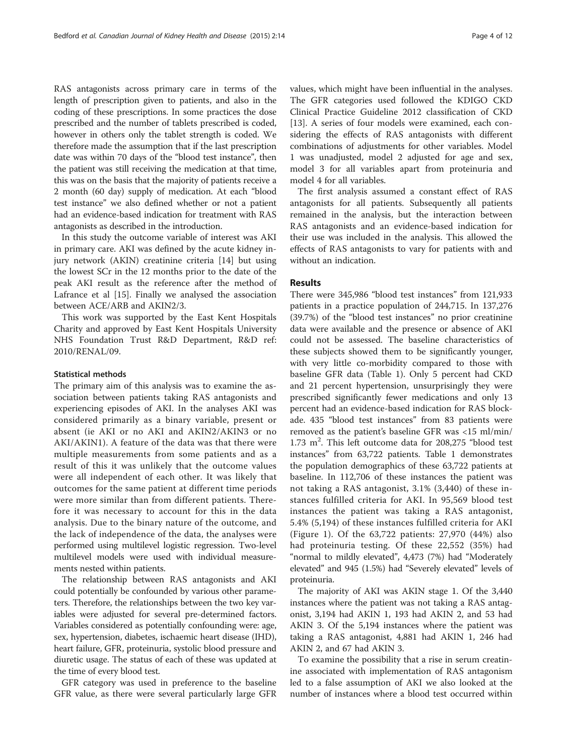RAS antagonists across primary care in terms of the length of prescription given to patients, and also in the coding of these prescriptions. In some practices the dose prescribed and the number of tablets prescribed is coded, however in others only the tablet strength is coded. We therefore made the assumption that if the last prescription date was within 70 days of the "blood test instance", then the patient was still receiving the medication at that time, this was on the basis that the majority of patients receive a 2 month (60 day) supply of medication. At each "blood test instance" we also defined whether or not a patient had an evidence-based indication for treatment with RAS antagonists as described in the introduction.

In this study the outcome variable of interest was AKI in primary care. AKI was defined by the acute kidney injury network (AKIN) creatinine criteria [14] but using the lowest SCr in the 12 months prior to the date of the peak AKI result as the reference after the method of Lafrance et al [15]. Finally we analysed the association between ACE/ARB and AKIN2/3.

This work was supported by the East Kent Hospitals Charity and approved by East Kent Hospitals University NHS Foundation Trust R&D Department, R&D ref: 2010/RENAL/09.

### Statistical methods

The primary aim of this analysis was to examine the association between patients taking RAS antagonists and experiencing episodes of AKI. In the analyses AKI was considered primarily as a binary variable, present or absent (ie AKI or no AKI and AKIN2/AKIN3 or no AKI/AKIN1). A feature of the data was that there were multiple measurements from some patients and as a result of this it was unlikely that the outcome values were all independent of each other. It was likely that outcomes for the same patient at different time periods were more similar than from different patients. Therefore it was necessary to account for this in the data analysis. Due to the binary nature of the outcome, and the lack of independence of the data, the analyses were performed using multilevel logistic regression. Two-level multilevel models were used with individual measurements nested within patients.

The relationship between RAS antagonists and AKI could potentially be confounded by various other parameters. Therefore, the relationships between the two key variables were adjusted for several pre-determined factors. Variables considered as potentially confounding were: age, sex, hypertension, diabetes, ischaemic heart disease (IHD), heart failure, GFR, proteinuria, systolic blood pressure and diuretic usage. The status of each of these was updated at the time of every blood test.

GFR category was used in preference to the baseline GFR value, as there were several particularly large GFR values, which might have been influential in the analyses. The GFR categories used followed the KDIGO CKD Clinical Practice Guideline 2012 classification of CKD [13]. A series of four models were examined, each considering the effects of RAS antagonists with different combinations of adjustments for other variables. Model 1 was unadjusted, model 2 adjusted for age and sex, model 3 for all variables apart from proteinuria and model 4 for all variables.

The first analysis assumed a constant effect of RAS antagonists for all patients. Subsequently all patients remained in the analysis, but the interaction between RAS antagonists and an evidence-based indication for their use was included in the analysis. This allowed the effects of RAS antagonists to vary for patients with and without an indication.

## Results

There were 345,986 "blood test instances" from 121,933 patients in a practice population of 244,715. In 137,276 (39.7%) of the "blood test instances" no prior creatinine data were available and the presence or absence of AKI could not be assessed. The baseline characteristics of these subjects showed them to be significantly younger, with very little co-morbidity compared to those with baseline GFR data (Table 1). Only 5 percent had CKD and 21 percent hypertension, unsurprisingly they were prescribed significantly fewer medications and only 13 percent had an evidence-based indication for RAS blockade. 435 "blood test instances" from 83 patients were removed as the patient's baseline GFR was <15 ml/min/1.73 $m^2$. This left outcome data for 208,275 "blood test instances" from 63,722 patients. Table 1 demonstrates the population demographics of these 63,722 patients at baseline. In 112,706 of these instances the patient was not taking a RAS antagonist, 3.1% (3,440) of these instances fulfilled criteria for AKI. In 95,569 blood test instances the patient was taking a RAS antagonist, 5.4% (5,194) of these instances fulfilled criteria for AKI (Figure 1). Of the 63,722 patients: 27,970 (44%) also had proteinuria testing. Of these 22,552 (35%) had "normal to mildly elevated", 4,473 (7%) had "Moderately elevated" and 945 (1.5%) had "Severely elevated" levels of proteinuria.

The majority of AKI was AKIN stage 1. Of the 3,440 instances where the patient was not taking a RAS antagonist, 3,194 had AKIN 1, 193 had AKIN 2, and 53 had AKIN 3. Of the 5,194 instances where the patient was taking a RAS antagonist, 4,881 had AKIN 1, 246 had AKIN 2, and 67 had AKIN 3.

To examine the possibility that a rise in serum creatinine associated with implementation of RAS antagonism led to a false assumption of AKI we also looked at the number of instances where a blood test occurred within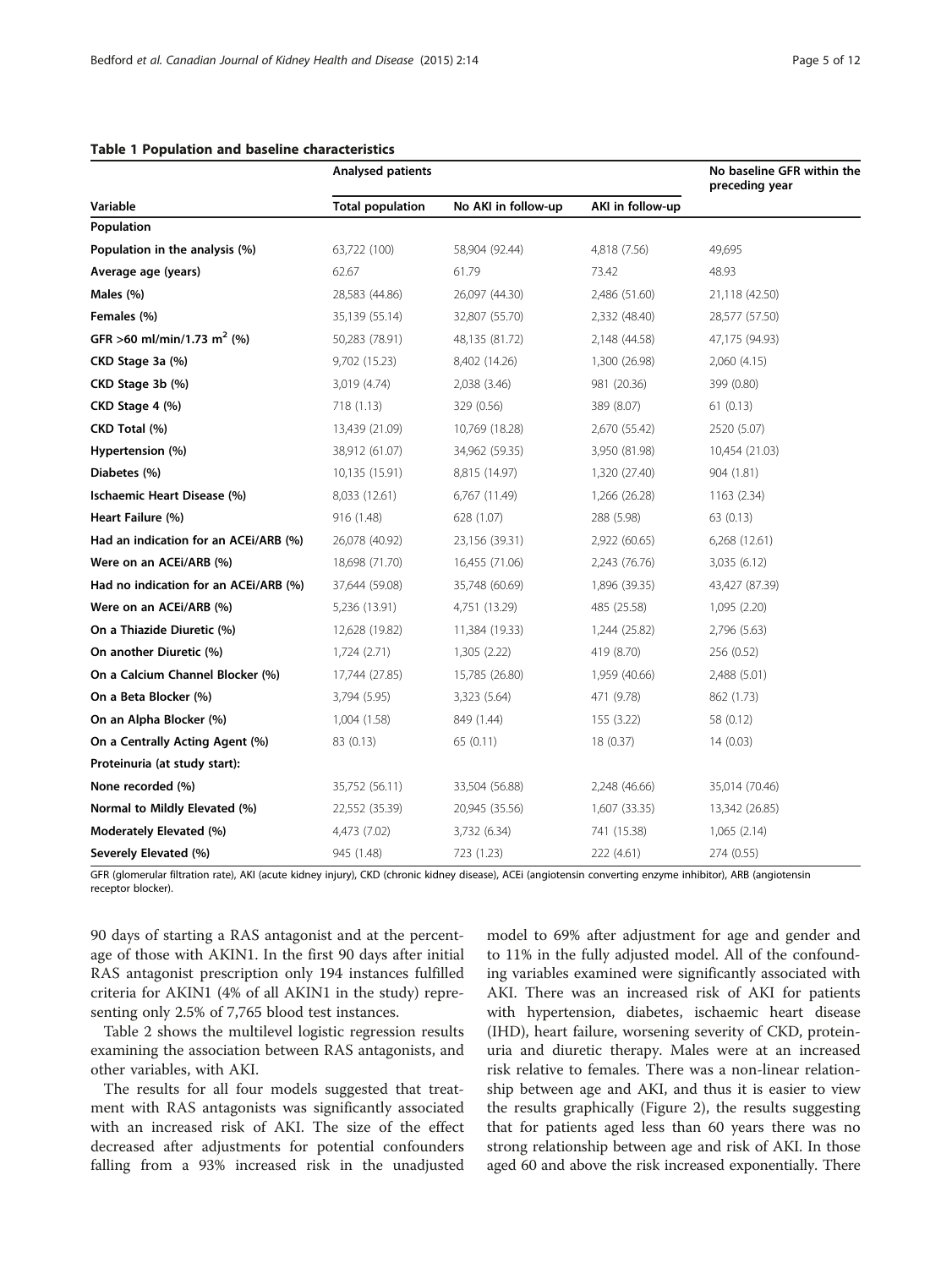**Table 1 Population and baseline characteristics**

| Variable | Analysed patients | | | No baseline GFR within the preceding year |
|---|---|---|---|---|
| | Total population | No AKI in follow-up | AKI in follow-up | |
| **Population** | | | | |
| **Population in the analysis (%)** | 63,722 (100) | 58,904 (92.44) | 4,818 (7.56) | 49,695 |
| **Average age (years)** | 62.67 | 61.79 | 73.42 | 48.93 |
| **Males (%)** | 28,583 (44.86) | 26,097 (44.30) | 2,486 (51.60) | 21,118 (42.50) |
| **Females (%)** | 35,139 (55.14) | 32,807 (55.70) | 2,332 (48.40) | 28,577 (57.50) |
| **GFR >60 ml/min/1.73 m$^2$ (%)** | 50,283 (78.91) | 48,135 (81.72) | 2,148 (44.58) | 47,175 (94.93) |
| **CKD Stage 3a (%)** | 9,702 (15.23) | 8,402 (14.26) | 1,300 (26.98) | 2,060 (4.15) |
| **CKD Stage 3b (%)** | 3,019 (4.74) | 2,038 (3.46) | 981 (20.36) | 399 (0.80) |
| **CKD Stage 4 (%)** | 718 (1.13) | 329 (0.56) | 389 (8.07) | 61 (0.13) |
| **CKD Total (%)** | 13,439 (21.09) | 10,769 (18.28) | 2,670 (55.42) | 2520 (5.07) |
| **Hypertension (%)** | 38,912 (61.07) | 34,962 (59.35) | 3,950 (81.98) | 10,454 (21.03) |
| **Diabetes (%)** | 10,135 (15.91) | 8,815 (14.97) | 1,320 (27.40) | 904 (1.81) |
| **Ischaemic Heart Disease (%)** | 8,033 (12.61) | 6,767 (11.49) | 1,266 (26.28) | 1163 (2.34) |
| **Heart Failure (%)** | 916 (1.48) | 628 (1.07) | 288 (5.98) | 63 (0.13) |
| **Had an indication for an ACEi/ARB (%)** | 26,078 (40.92) | 23,156 (39.31) | 2,922 (60.65) | 6,268 (12.61) |
| **Were on an ACEi/ARB (%)** | 18,698 (71.70) | 16,455 (71.06) | 2,243 (76.76) | 3,035 (6.12) |
| **Had no indication for an ACEi/ARB (%)** | 37,644 (59.08) | 35,748 (60.69) | 1,896 (39.35) | 43,427 (87.39) |
| **Were on an ACEi/ARB (%)** | 5,236 (13.91) | 4,751 (13.29) | 485 (25.58) | 1,095 (2.20) |
| **On a Thiazide Diuretic (%)** | 12,628 (19.82) | 11,384 (19.33) | 1,244 (25.82) | 2,796 (5.63) |
| **On another Diuretic (%)** | 1,724 (2.71) | 1,305 (2.22) | 419 (8.70) | 256 (0.52) |
| **On a Calcium Channel Blocker (%)** | 17,744 (27.85) | 15,785 (26.80) | 1,959 (40.66) | 2,488 (5.01) |
| **On a Beta Blocker (%)** | 3,794 (5.95) | 3,323 (5.64) | 471 (9.78) | 862 (1.73) |
| **On an Alpha Blocker (%)** | 1,004 (1.58) | 849 (1.44) | 155 (3.22) | 58 (0.12) |
| **On a Centrally Acting Agent (%)** | 83 (0.13) | 65 (0.11) | 18 (0.37) | 14 (0.03) |
| **Proteinuria (at study start):** | | | | |
| **None recorded (%)** | 35,752 (56.11) | 33,504 (56.88) | 2,248 (46.66) | 35,014 (70.46) |
| **Normal to Mildly Elevated (%)** | 22,552 (35.39) | 20,945 (35.56) | 1,607 (33.35) | 13,342 (26.85) |
| **Moderately Elevated (%)** | 4,473 (7.02) | 3,732 (6.34) | 741 (15.38) | 1,065 (2.14) |
| **Severely Elevated (%)** | 945 (1.48) | 723 (1.23) | 222 (4.61) | 274 (0.55) |

GFR (glomerular filtration rate), AKI (acute kidney injury), CKD (chronic kidney disease), ACEi (angiotensin converting enzyme inhibitor), ARB (angiotensin receptor blocker).

90 days of starting a RAS antagonist and at the percentage of those with AKIN1. In the first 90 days after initial RAS antagonist prescription only 194 instances fulfilled criteria for AKIN1 (4% of all AKIN1 in the study) representing only 2.5% of 7,765 blood test instances.

Table 2 shows the multilevel logistic regression results examining the association between RAS antagonists, and other variables, with AKI.

The results for all four models suggested that treatment with RAS antagonists was significantly associated with an increased risk of AKI. The size of the effect decreased after adjustments for potential confounders falling from a 93% increased risk in the unadjusted model to 69% after adjustment for age and gender and to 11% in the fully adjusted model. All of the confounding variables examined were significantly associated with AKI. There was an increased risk of AKI for patients with hypertension, diabetes, ischaemic heart disease (IHD), heart failure, worsening severity of CKD, proteinuria and diuretic therapy. Males were at an increased risk relative to females. There was a non-linear relationship between age and AKI, and thus it is easier to view the results graphically (Figure 2), the results suggesting that for patients aged less than 60 years there was no strong relationship between age and risk of AKI. In those aged 60 and above the risk increased exponentially. There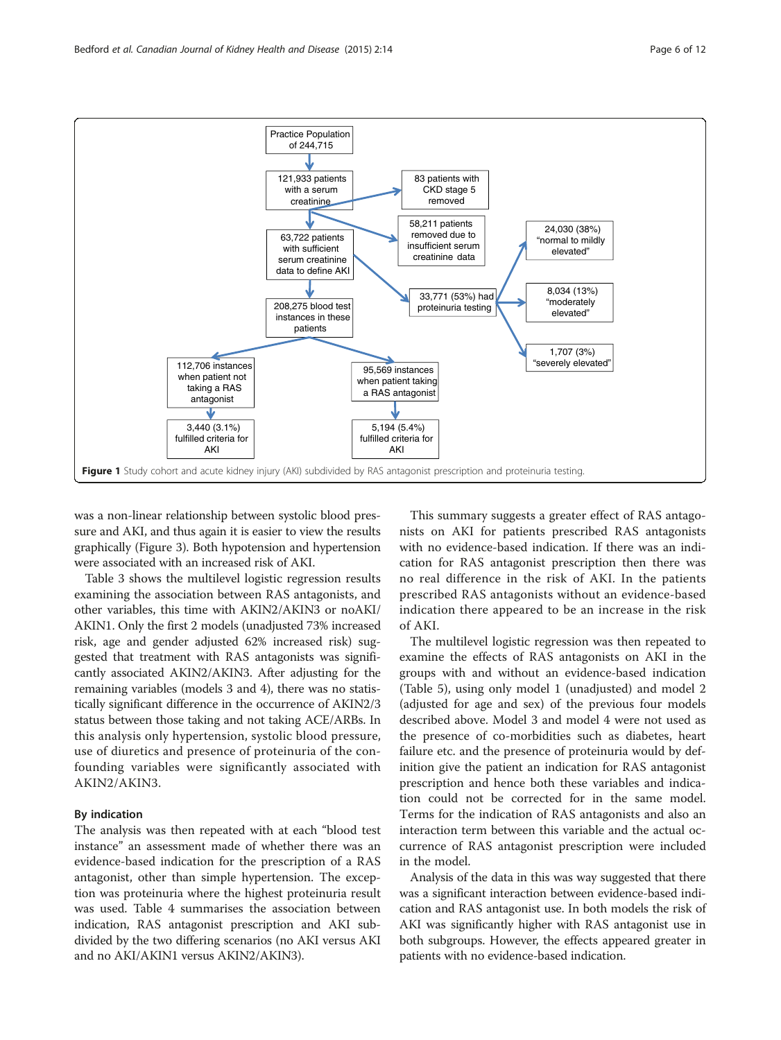**Figure 1** Study cohort and acute kidney injury (AKI) subdivided by RAS antagonist prescription and proteinuria testing.

was a non-linear relationship between systolic blood pressure and AKI, and thus again it is easier to view the results graphically (Figure 3). Both hypotension and hypertension were associated with an increased risk of AKI.

Table 3 shows the multilevel logistic regression results examining the association between RAS antagonists, and other variables, this time with AKIN2/AKIN3 or noAKI/AKIN1. Only the first 2 models (unadjusted 73% increased risk, age and gender adjusted 62% increased risk) suggested that treatment with RAS antagonists was significantly associated AKIN2/AKIN3. After adjusting for the remaining variables (models 3 and 4), there was no statistically significant difference in the occurrence of AKIN2/3 status between those taking and not taking ACE/ARBs. In this analysis only hypertension, systolic blood pressure, use of diuretics and presence of proteinuria of the confounding variables were significantly associated with AKIN2/AKIN3.

### By indication

The analysis was then repeated with at each "blood test instance" an assessment made of whether there was an evidence-based indication for the prescription of a RAS antagonist, other than simple hypertension. The exception was proteinuria where the highest proteinuria result was used. Table 4 summarises the association between indication, RAS antagonist prescription and AKI subdivided by the two differing scenarios (no AKI versus AKI and no AKI/AKIN1 versus AKIN2/AKIN3).

This summary suggests a greater effect of RAS antagonists on AKI for patients prescribed RAS antagonists with no evidence-based indication. If there was an indication for RAS antagonist prescription then there was no real difference in the risk of AKI. In the patients prescribed RAS antagonists without an evidence-based indication there appeared to be an increase in the risk of AKI.

The multilevel logistic regression was then repeated to examine the effects of RAS antagonists on AKI in the groups with and without an evidence-based indication (Table 5), using only model 1 (unadjusted) and model 2 (adjusted for age and sex) of the previous four models described above. Model 3 and model 4 were not used as the presence of co-morbidities such as diabetes, heart failure etc. and the presence of proteinuria would by definition give the patient an indication for RAS antagonist prescription and hence both these variables and indication could not be corrected for in the same model. Terms for the indication of RAS antagonists and also an interaction term between this variable and the actual occurrence of RAS antagonist prescription were included in the model.

Analysis of the data in this was way suggested that there was a significant interaction between evidence-based indication and RAS antagonist use. In both models the risk of AKI was significantly higher with RAS antagonist use in both subgroups. However, the effects appeared greater in patients with no evidence-based indication.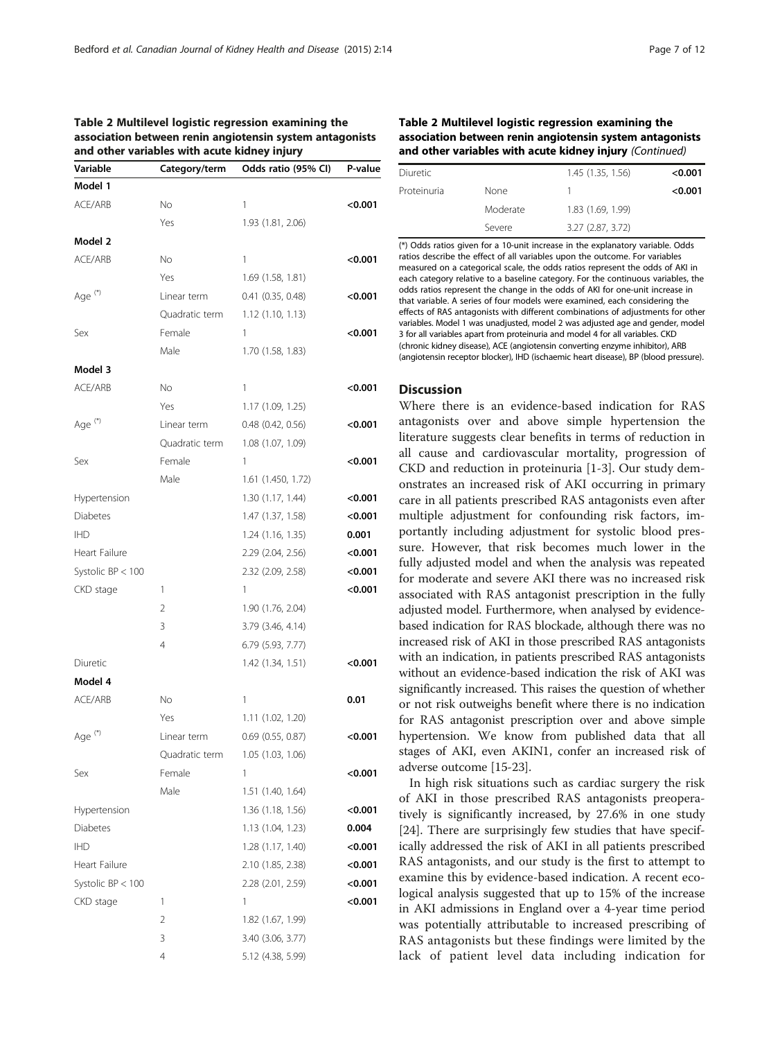**Table 2 Multilevel logistic regression examining the association between renin angiotensin system antagonists and other variables with acute kidney injury**

| Variable | Category/term | Odds ratio (95% CI) | P-value |
|---|---|---|---|
| **Model 1** | | | |
| ACE/ARB | No | 1 | **<0.001** |
| | Yes | 1.93 (1.81, 2.06) | |
| **Model 2** | | | |
| ACE/ARB | No | 1 | **<0.001** |
| | Yes | 1.69 (1.58, 1.81) | |
| Age (*) | Linear term | 0.41 (0.35, 0.48) | **<0.001** |
| | Quadratic term | 1.12 (1.10, 1.13) | |
| Sex | Female | 1 | **<0.001** |
| | Male | 1.70 (1.58, 1.83) | |
| **Model 3** | | | |
| ACE/ARB | No | 1 | **<0.001** |
| | Yes | 1.17 (1.09, 1.25) | |
| Age (*) | Linear term | 0.48 (0.42, 0.56) | **<0.001** |
| | Quadratic term | 1.08 (1.07, 1.09) | |
| Sex | Female | 1 | **<0.001** |
| | Male | 1.61 (1.450, 1.72) | |
| Hypertension | | 1.30 (1.17, 1.44) | **<0.001** |
| Diabetes | | 1.47 (1.37, 1.58) | **<0.001** |
| IHD | | 1.24 (1.16, 1.35) | **0.001** |
| Heart Failure | | 2.29 (2.04, 2.56) | **<0.001** |
| Systolic BP < 100 | | 2.32 (2.09, 2.58) | **<0.001** |
| CKD stage | 1 | 1 | **<0.001** |
| | 2 | 1.90 (1.76, 2.04) | |
| | 3 | 3.79 (3.46, 4.14) | |
| | 4 | 6.79 (5.93, 7.77) | |
| Diuretic | | 1.42 (1.34, 1.51) | **<0.001** |
| **Model 4** | | | |
| ACE/ARB | No | 1 | **0.01** |
| | Yes | 1.11 (1.02, 1.20) | |
| Age (*) | Linear term | 0.69 (0.55, 0.87) | **<0.001** |
| | Quadratic term | 1.05 (1.03, 1.06) | |
| Sex | Female | 1 | **<0.001** |
| | Male | 1.51 (1.40, 1.64) | |
| Hypertension | | 1.36 (1.18, 1.56) | **<0.001** |
| Diabetes | | 1.13 (1.04, 1.23) | **0.004** |
| IHD | | 1.28 (1.17, 1.40) | **<0.001** |
| Heart Failure | | 2.10 (1.85, 2.38) | **<0.001** |
| Systolic BP < 100 | | 2.28 (2.01, 2.59) | **<0.001** |
| CKD stage | 1 | 1 | **<0.001** |
| | 2 | 1.82 (1.67, 1.99) | |
| | 3 | 3.40 (3.06, 3.77) | |
| | 4 | 5.12 (4.38, 5.99) | |
| Diuretic | | 1.45 (1.35, 1.56) | **<0.001** |
| Proteinuria | None | 1 | **<0.001** |
| | Moderate | 1.83 (1.69, 1.99) | |
| | Severe | 3.27 (2.87, 3.72) | |

(*) Odds ratios given for a 10-unit increase in the explanatory variable. Odds ratios describe the effect of all variables upon the outcome. For variables measured on a categorical scale, the odds ratios represent the odds of AKI in each category relative to a baseline category. For the continuous variables, the odds ratios represent the change in the odds of AKI for one-unit increase in that variable. A series of four models were examined, each considering the effects of RAS antagonists with different combinations of adjustments for other variables. Model 1 was unadjusted, model 2 was adjusted age and gender, model 3 for all variables apart from proteinuria and model 4 for all variables. CKD (chronic kidney disease), ACE (angiotensin converting enzyme inhibitor), ARB (angiotensin receptor blocker), IHD (ischaemic heart disease), BP (blood pressure).

## Discussion

Where there is an evidence-based indication for RAS antagonists over and above simple hypertension the literature suggests clear benefits in terms of reduction in all cause and cardiovascular mortality, progression of CKD and reduction in proteinuria [1-3]. Our study demonstrates an increased risk of AKI occurring in primary care in all patients prescribed RAS antagonists even after multiple adjustment for confounding risk factors, importantly including adjustment for systolic blood pressure. However, that risk becomes much lower in the fully adjusted model and when the analysis was repeated for moderate and severe AKI there was no increased risk associated with RAS antagonist prescription in the fully adjusted model. Furthermore, when analysed by evidence-based indication for RAS blockade, although there was no increased risk of AKI in those prescribed RAS antagonists with an indication, in patients prescribed RAS antagonists without an evidence-based indication the risk of AKI was significantly increased. This raises the question of whether or not risk outweighs benefit where there is no indication for RAS antagonist prescription over and above simple hypertension. We know from published data that all stages of AKI, even AKIN1, confer an increased risk of adverse outcome [15-23].

In high risk situations such as cardiac surgery the risk of AKI in those prescribed RAS antagonists preoperatively is significantly increased, by 27.6% in one study [24]. There are surprisingly few studies that have specifically addressed the risk of AKI in all patients prescribed RAS antagonists, and our study is the first to attempt to examine this by evidence-based indication. A recent ecological analysis suggested that up to 15% of the increase in AKI admissions in England over a 4-year time period was potentially attributable to increased prescribing of RAS antagonists but these findings were limited by the lack of patient level data including indication for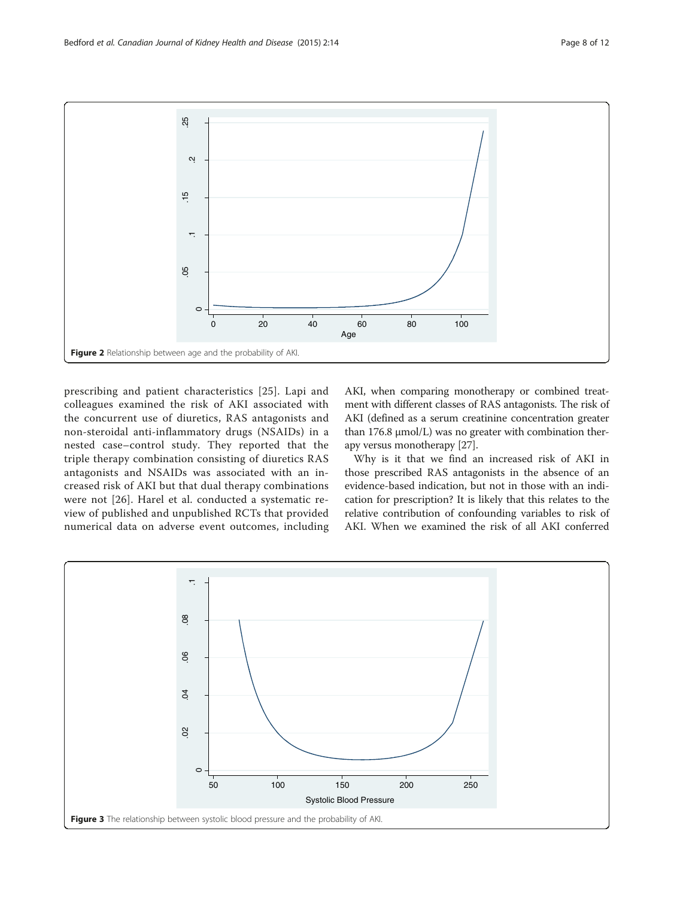Figure 2 Relationship between age and the probability of AKI.

prescribing and patient characteristics [25]. Lapi and colleagues examined the risk of AKI associated with the concurrent use of diuretics, RAS antagonists and non-steroidal anti-inflammatory drugs (NSAIDs) in a nested case–control study. They reported that the triple therapy combination consisting of diuretics RAS antagonists and NSAIDs was associated with an increased risk of AKI but that dual therapy combinations were not [26]. Harel et al. conducted a systematic review of published and unpublished RCTs that provided numerical data on adverse event outcomes, including AKI, when comparing monotherapy or combined treatment with different classes of RAS antagonists. The risk of AKI (defined as a serum creatinine concentration greater than 176.8 μmol/L) was no greater with combination therapy versus monotherapy [27].

Why is it that we find an increased risk of AKI in those prescribed RAS antagonists in the absence of an evidence-based indication, but not in those with an indication for prescription? It is likely that this relates to the relative contribution of confounding variables to risk of AKI. When we examined the risk of all AKI conferred

Figure 3 The relationship between systolic blood pressure and the probability of AKI.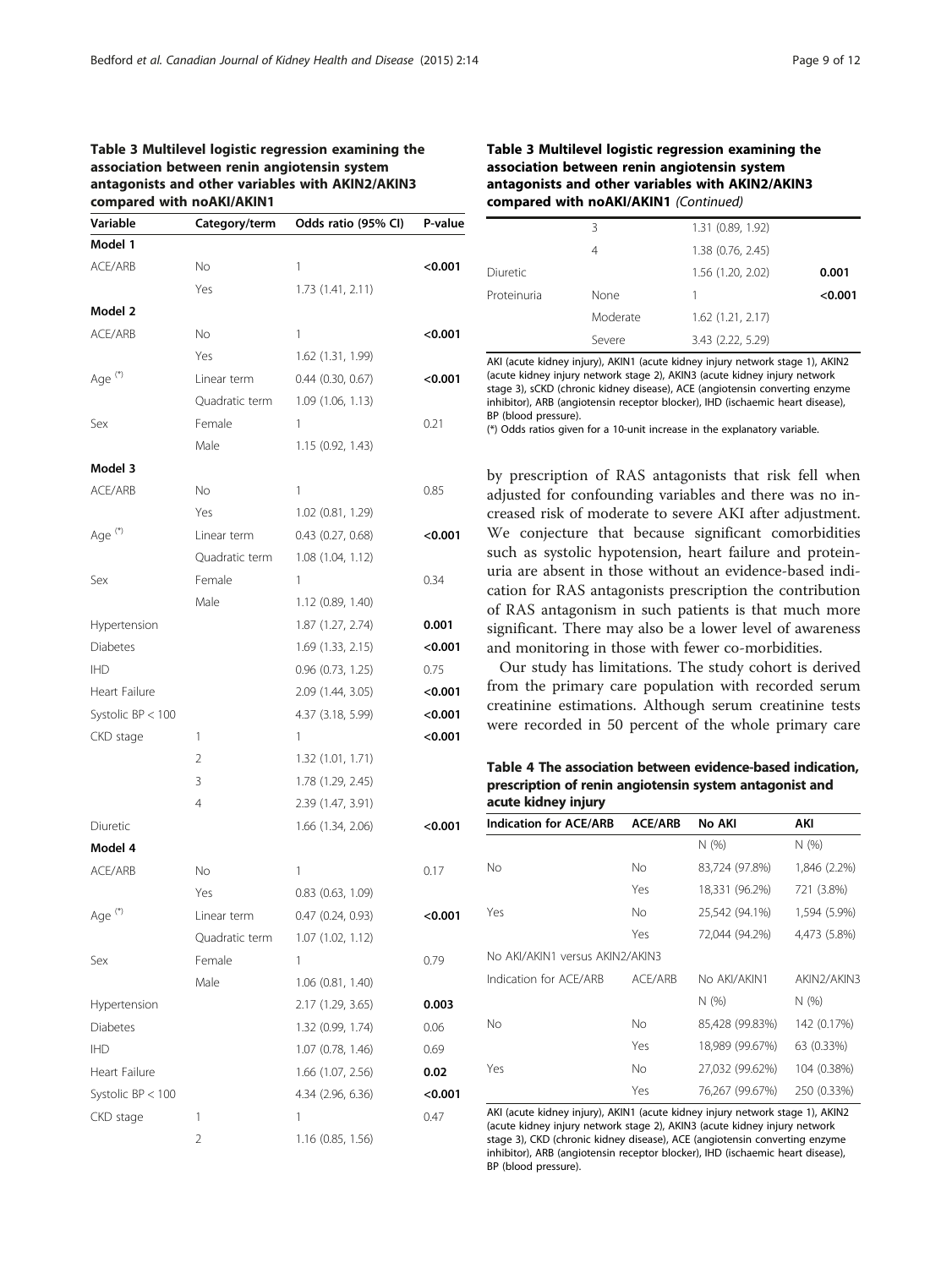**Table 3 Multilevel logistic regression examining the association between renin angiotensin system antagonists and other variables with AKIN2/AKIN3 compared with noAKI/AKIN1**

| Variable | Category/term | Odds ratio (95% CI) | P-value |
|---|---|---|---|
| **Model 1** | | | |
| ACE/ARB | No | 1 | **<0.001** |
| | Yes | 1.73 (1.41, 2.11) | |
| **Model 2** | | | |
| ACE/ARB | No | 1 | **<0.001** |
| | Yes | 1.62 (1.31, 1.99) | |
| Age (*) | Linear term | 0.44 (0.30, 0.67) | **<0.001** |
| | Quadratic term | 1.09 (1.06, 1.13) | |
| Sex | Female | 1 | 0.21 |
| | Male | 1.15 (0.92, 1.43) | |
| **Model 3** | | | |
| ACE/ARB | No | 1 | 0.85 |
| | Yes | 1.02 (0.81, 1.29) | |
| Age (*) | Linear term | 0.43 (0.27, 0.68) | **<0.001** |
| | Quadratic term | 1.08 (1.04, 1.12) | |
| Sex | Female | 1 | 0.34 |
| | Male | 1.12 (0.89, 1.40) | |
| Hypertension | | 1.87 (1.27, 2.74) | **0.001** |
| Diabetes | | 1.69 (1.33, 2.15) | **<0.001** |
| IHD | | 0.96 (0.73, 1.25) | 0.75 |
| Heart Failure | | 2.09 (1.44, 3.05) | **<0.001** |
| Systolic BP < 100 | | 4.37 (3.18, 5.99) | **<0.001** |
| CKD stage | 1 | 1 | **<0.001** |
| | 2 | 1.32 (1.01, 1.71) | |
| | 3 | 1.78 (1.29, 2.45) | |
| | 4 | 2.39 (1.47, 3.91) | |
| Diuretic | | 1.66 (1.34, 2.06) | **<0.001** |
| **Model 4** | | | |
| ACE/ARB | No | 1 | 0.17 |
| | Yes | 0.83 (0.63, 1.09) | |
| Age (*) | Linear term | 0.47 (0.24, 0.93) | **<0.001** |
| | Quadratic term | 1.07 (1.02, 1.12) | |
| Sex | Female | 1 | 0.79 |
| | Male | 1.06 (0.81, 1.40) | |
| Hypertension | | 2.17 (1.29, 3.65) | **0.003** |
| Diabetes | | 1.32 (0.99, 1.74) | 0.06 |
| IHD | | 1.07 (0.78, 1.46) | 0.69 |
| Heart Failure | | 1.66 (1.07, 2.56) | **0.02** |
| Systolic BP < 100 | | 4.34 (2.96, 6.36) | **<0.001** |
| CKD stage | 1 | 1 | 0.47 |
| | 2 | 1.16 (0.85, 1.56) | |
| | 3 | 1.31 (0.89, 1.92) | |
| | 4 | 1.38 (0.76, 2.45) | |
| Diuretic | | 1.56 (1.20, 2.02) | **0.001** |
| Proteinuria | None | 1 | **<0.001** |
| | Moderate | 1.62 (1.21, 2.17) | |
| | Severe | 3.43 (2.22, 5.29) | |

AKI (acute kidney injury), AKIN1 (acute kidney injury network stage 1), AKIN2 (acute kidney injury network stage 2), AKIN3 (acute kidney injury network stage 3), sCKD (chronic kidney disease), ACE (angiotensin converting enzyme inhibitor), ARB (angiotensin receptor blocker), IHD (ischaemic heart disease), BP (blood pressure).
(*) Odds ratios given for a 10-unit increase in the explanatory variable.

by prescription of RAS antagonists that risk fell when adjusted for confounding variables and there was no increased risk of moderate to severe AKI after adjustment. We conjecture that because significant comorbidities such as systolic hypotension, heart failure and proteinuria are absent in those without an evidence-based indication for RAS antagonists prescription the contribution of RAS antagonism in such patients is that much more significant. There may also be a lower level of awareness and monitoring in those with fewer co-morbidities.

Our study has limitations. The study cohort is derived from the primary care population with recorded serum creatinine estimations. Although serum creatinine tests were recorded in 50 percent of the whole primary care

**Table 4 The association between evidence-based indication, prescription of renin angiotensin system antagonist and acute kidney injury**

| Indication for ACE/ARB | ACE/ARB | No AKI | AKI |
|---|---|---|---|
| | | N (%) | N (%) |
| No | No | 83,724 (97.8%) | 1,846 (2.2%) |
| | Yes | 18,331 (96.2%) | 721 (3.8%) |
| Yes | No | 25,542 (94.1%) | 1,594 (5.9%) |
| | Yes | 72,044 (94.2%) | 4,473 (5.8%) |
| No AKI/AKIN1 versus AKIN2/AKIN3 | | | |
| Indication for ACE/ARB | ACE/ARB | No AKI/AKIN1 | AKIN2/AKIN3 |
| | | N (%) | N (%) |
| No | No | 85,428 (99.83%) | 142 (0.17%) |
| | Yes | 18,989 (99.67%) | 63 (0.33%) |
| Yes | No | 27,032 (99.62%) | 104 (0.38%) |
| | Yes | 76,267 (99.67%) | 250 (0.33%) |

AKI (acute kidney injury), AKIN1 (acute kidney injury network stage 1), AKIN2 (acute kidney injury network stage 2), AKIN3 (acute kidney injury network stage 3), CKD (chronic kidney disease), ACE (angiotensin converting enzyme inhibitor), ARB (angiotensin receptor blocker), IHD (ischaemic heart disease), BP (blood pressure).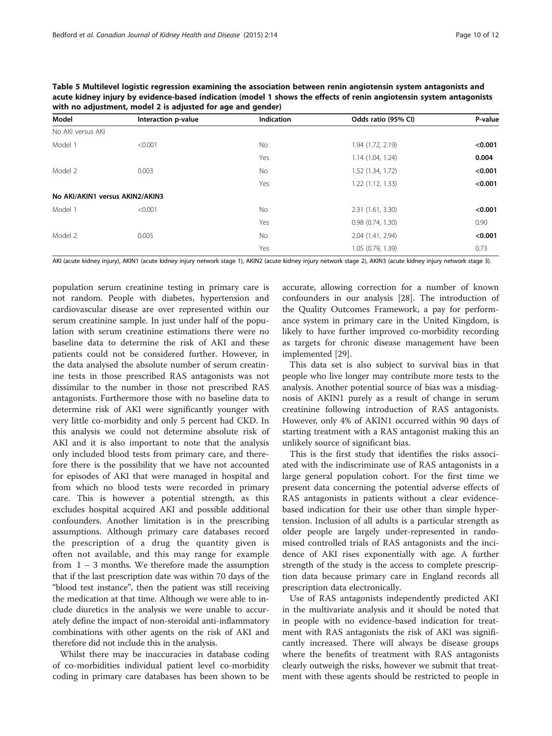**Table 5 Multilevel logistic regression examining the association between renin angiotensin system antagonists and acute kidney injury by evidence-based indication (model 1 shows the effects of renin angiotensin system antagonists with no adjustment, model 2 is adjusted for age and gender)**

| Model | Interaction p-value | Indication | Odds ratio (95% CI) | P-value |
|---|---|---|---|---|
| No AKI versus AKI | | | | |
| Model 1 | <0.001 | No | 1.94 (1.72, 2.19) | **<0.001** |
| | | Yes | 1.14 (1.04, 1.24) | **0.004** |
| Model 2 | 0.003 | No | 1.52 (1.34, 1.72) | **<0.001** |
| | | Yes | 1.22 (1.12, 1.33) | **<0.001** |
| **No AKI/AKIN1 versus AKIN2/AKIN3** | | | | |
| Model 1 | <0.001 | No | 2.31 (1.61, 3.30) | **<0.001** |
| | | Yes | 0.98 (0.74, 1.30) | 0.90 |
| Model 2 | 0.005 | No | 2.04 (1.41, 2.94) | **<0.001** |
| | | Yes | 1.05 (0.79, 1.39) | 0.73 |

AKI (acute kidney injury), AKIN1 (acute kidney injury network stage 1), AKIN2 (acute kidney injury network stage 2), AKIN3 (acute kidney injury network stage 3).

population serum creatinine testing in primary care is not random. People with diabetes, hypertension and cardiovascular disease are over represented within our serum creatinine sample. In just under half of the population with serum creatinine estimations there were no baseline data to determine the risk of AKI and these patients could not be considered further. However, in the data analysed the absolute number of serum creatinine tests in those prescribed RAS antagonists was not dissimilar to the number in those not prescribed RAS antagonists. Furthermore those with no baseline data to determine risk of AKI were significantly younger with very little co-morbidity and only 5 percent had CKD. In this analysis we could not determine absolute risk of AKI and it is also important to note that the analysis only included blood tests from primary care, and therefore there is the possibility that we have not accounted for episodes of AKI that were managed in hospital and from which no blood tests were recorded in primary care. This is however a potential strength, as this excludes hospital acquired AKI and possible additional confounders. Another limitation is in the prescribing assumptions. Although primary care databases record the prescription of a drug the quantity given is often not available, and this may range for example from 1 – 3 months. We therefore made the assumption that if the last prescription date was within 70 days of the "blood test instance", then the patient was still receiving the medication at that time. Although we were able to include diuretics in the analysis we were unable to accurately define the impact of non-steroidal anti-inflammatory combinations with other agents on the risk of AKI and therefore did not include this in the analysis.

Whilst there may be inaccuracies in database coding of co-morbidities individual patient level co-morbidity coding in primary care databases has been shown to be accurate, allowing correction for a number of known confounders in our analysis [28]. The introduction of the Quality Outcomes Framework, a pay for performance system in primary care in the United Kingdom, is likely to have further improved co-morbidity recording as targets for chronic disease management have been implemented [29].

This data set is also subject to survival bias in that people who live longer may contribute more tests to the analysis. Another potential source of bias was a misdiagnosis of AKIN1 purely as a result of change in serum creatinine following introduction of RAS antagonists. However, only 4% of AKIN1 occurred within 90 days of starting treatment with a RAS antagonist making this an unlikely source of significant bias.

This is the first study that identifies the risks associated with the indiscriminate use of RAS antagonists in a large general population cohort. For the first time we present data concerning the potential adverse effects of RAS antagonists in patients without a clear evidence-based indication for their use other than simple hypertension. Inclusion of all adults is a particular strength as older people are largely under-represented in randomised controlled trials of RAS antagonists and the incidence of AKI rises exponentially with age. A further strength of the study is the access to complete prescription data because primary care in England records all prescription data electronically.

Use of RAS antagonists independently predicted AKI in the multivariate analysis and it should be noted that in people with no evidence-based indication for treatment with RAS antagonists the risk of AKI was significantly increased. There will always be disease groups where the benefits of treatment with RAS antagonists clearly outweigh the risks, however we submit that treatment with these agents should be restricted to people in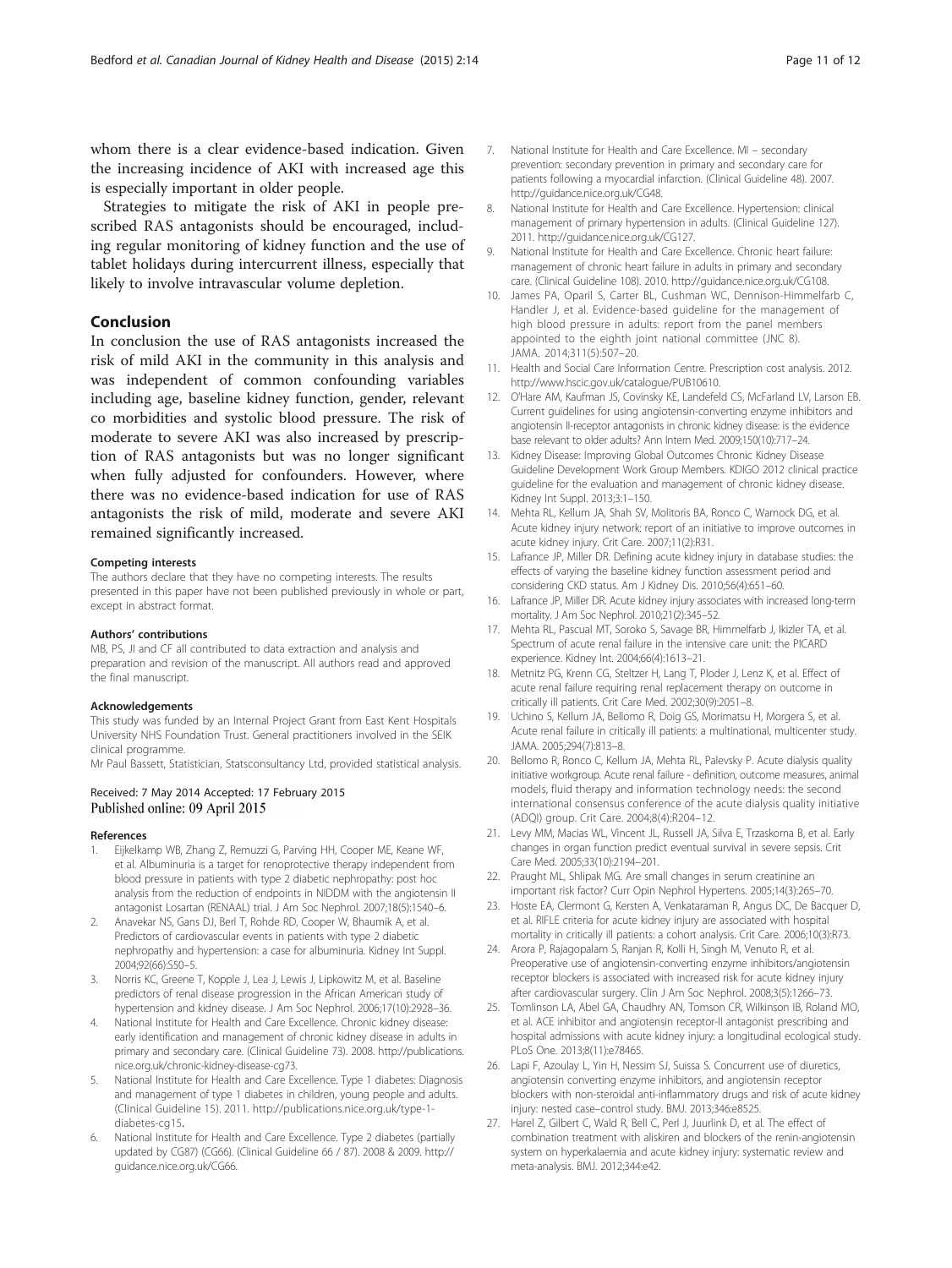whom there is a clear evidence-based indication. Given the increasing incidence of AKI with increased age this is especially important in older people.

Strategies to mitigate the risk of AKI in people prescribed RAS antagonists should be encouraged, including regular monitoring of kidney function and the use of tablet holidays during intercurrent illness, especially that likely to involve intravascular volume depletion.

## Conclusion

In conclusion the use of RAS antagonists increased the risk of mild AKI in the community in this analysis and was independent of common confounding variables including age, baseline kidney function, gender, relevant co morbidities and systolic blood pressure. The risk of moderate to severe AKI was also increased by prescription of RAS antagonists but was no longer significant when fully adjusted for confounders. However, where there was no evidence-based indication for use of RAS antagonists the risk of mild, moderate and severe AKI remained significantly increased.

#### Competing interests

The authors declare that they have no competing interests. The results presented in this paper have not been published previously in whole or part, except in abstract format.

#### Authors' contributions

MB, PS, JI and CF all contributed to data extraction and analysis and preparation and revision of the manuscript. All authors read and approved the final manuscript.

#### Acknowledgements

This study was funded by an Internal Project Grant from East Kent Hospitals University NHS Foundation Trust. General practitioners involved in the SEIK clinical programme.

Mr Paul Bassett, Statistician, Statsconsultancy Ltd, provided statistical analysis.

Received: 7 May 2014 Accepted: 17 February 2015
Published online: 09 April 2015

#### References

1. Eijkelkamp WB, Zhang Z, Remuzzi G, Parving HH, Cooper ME, Keane WF, et al. Albuminuria is a target for renoprotective therapy independent from blood pressure in patients with type 2 diabetic nephropathy: post hoc analysis from the reduction of endpoints in NIDDM with the angiotensin II antagonist Losartan (RENAAL) trial. J Am Soc Nephrol. 2007;18(5):1540–6.
2. Anavekar NS, Gans DJ, Berl T, Rohde RD, Cooper W, Bhaumik A, et al. Predictors of cardiovascular events in patients with type 2 diabetic nephropathy and hypertension: a case for albuminuria. Kidney Int Suppl. 2004;92(66):S50–5.
3. Norris KC, Greene T, Kopple J, Lea J, Lewis J, Lipkowitz M, et al. Baseline predictors of renal disease progression in the African American study of hypertension and kidney disease. J Am Soc Nephrol. 2006;17(10):2928–36.
4. National Institute for Health and Care Excellence. Chronic kidney disease: early identification and management of chronic kidney disease in adults in primary and secondary care. (Clinical Guideline 73). 2008. http://publications.nice.org.uk/chronic-kidney-disease-cg73.
5. National Institute for Health and Care Excellence. Type 1 diabetes: Diagnosis and management of type 1 diabetes in children, young people and adults. (Clinical Guideline 15). 2011. http://publications.nice.org.uk/type-1-diabetes-cg15.
6. National Institute for Health and Care Excellence. Type 2 diabetes (partially updated by CG87) (CG66). (Clinical Guideline 66 / 87). 2008 & 2009. http://guidance.nice.org.uk/CG66.
7. National Institute for Health and Care Excellence. MI – secondary prevention: secondary prevention in primary and secondary care for patients following a myocardial infarction. (Clinical Guideline 48). 2007. http://guidance.nice.org.uk/CG48.
8. National Institute for Health and Care Excellence. Hypertension: clinical management of primary hypertension in adults. (Clinical Guideline 127). 2011. http://guidance.nice.org.uk/CG127.
9. National Institute for Health and Care Excellence. Chronic heart failure: management of chronic heart failure in adults in primary and secondary care. (Clinical Guideline 108). 2010. http://guidance.nice.org.uk/CG108.
10. James PA, Oparil S, Carter BL, Cushman WC, Dennison-Himmelfarb C, Handler J, et al. Evidence-based guideline for the management of high blood pressure in adults: report from the panel members appointed to the eighth joint national committee (JNC 8). JAMA. 2014;311(5):507–20.
11. Health and Social Care Information Centre. Prescription cost analysis. 2012. http://www.hscic.gov.uk/catalogue/PUB10610.
12. O'Hare AM, Kaufman JS, Covinsky KE, Landefeld CS, McFarland LV, Larson EB. Current guidelines for using angiotensin-converting enzyme inhibitors and angiotensin II-receptor antagonists in chronic kidney disease: is the evidence base relevant to older adults? Ann Intern Med. 2009;150(10):717–24.
13. Kidney Disease: Improving Global Outcomes Chronic Kidney Disease Guideline Development Work Group Members. KDIGO 2012 clinical practice guideline for the evaluation and management of chronic kidney disease. Kidney Int Suppl. 2013;3:1–150.
14. Mehta RL, Kellum JA, Shah SV, Molitoris BA, Ronco C, Warnock DG, et al. Acute kidney injury network: report of an initiative to improve outcomes in acute kidney injury. Crit Care. 2007;11(2):R31.
15. Lafrance JP, Miller DR. Defining acute kidney injury in database studies: the effects of varying the baseline kidney function assessment period and considering CKD status. Am J Kidney Dis. 2010;56(4):651–60.
16. Lafrance JP, Miller DR. Acute kidney injury associates with increased long-term mortality. J Am Soc Nephrol. 2010;21(2):345–52.
17. Mehta RL, Pascual MT, Soroko S, Savage BR, Himmelfarb J, Ikizler TA, et al. Spectrum of acute renal failure in the intensive care unit: the PICARD experience. Kidney Int. 2004;66(4):1613–21.
18. Metnitz PG, Krenn CG, Steltzer H, Lang T, Ploder J, Lenz K, et al. Effect of acute renal failure requiring renal replacement therapy on outcome in critically ill patients. Crit Care Med. 2002;30(9):2051–8.
19. Uchino S, Kellum JA, Bellomo R, Doig GS, Morimatsu H, Morgera S, et al. Acute renal failure in critically ill patients: a multinational, multicenter study. JAMA. 2005;294(7):813–8.
20. Bellomo R, Ronco C, Kellum JA, Mehta RL, Palevsky P. Acute dialysis quality initiative workgroup. Acute renal failure - definition, outcome measures, animal models, fluid therapy and information technology needs: the second international consensus conference of the acute dialysis quality initiative (ADQI) group. Crit Care. 2004;8(4):R204–12.
21. Levy MM, Macias WL, Vincent JL, Russell JA, Silva E, Trzaskoma B, et al. Early changes in organ function predict eventual survival in severe sepsis. Crit Care Med. 2005;33(10):2194–201.
22. Praught ML, Shlipak MG. Are small changes in serum creatinine an important risk factor? Curr Opin Nephrol Hypertens. 2005;14(3):265–70.
23. Hoste EA, Clermont G, Kersten A, Venkataraman R, Angus DC, De Bacquer D, et al. RIFLE criteria for acute kidney injury are associated with hospital mortality in critically ill patients: a cohort analysis. Crit Care. 2006;10(3):R73.
24. Arora P, Rajagopalam S, Ranjan R, Kolli H, Singh M, Venuto R, et al. Preoperative use of angiotensin-converting enzyme inhibitors/angiotensin receptor blockers is associated with increased risk for acute kidney injury after cardiovascular surgery. Clin J Am Soc Nephrol. 2008;3(5):1266–73.
25. Tomlinson LA, Abel GA, Chaudhry AN, Tomson CR, Wilkinson IB, Roland MO, et al. ACE inhibitor and angiotensin receptor-II antagonist prescribing and hospital admissions with acute kidney injury: a longitudinal ecological study. PLoS One. 2013;8(11):e78465.
26. Lapi F, Azoulay L, Yin H, Nessim SJ, Suissa S. Concurrent use of diuretics, angiotensin converting enzyme inhibitors, and angiotensin receptor blockers with non-steroidal anti-inflammatory drugs and risk of acute kidney injury: nested case–control study. BMJ. 2013;346:e8525.
27. Harel Z, Gilbert C, Wald R, Bell C, Perl J, Juurlink D, et al. The effect of combination treatment with aliskiren and blockers of the renin-angiotensin system on hyperkalaemia and acute kidney injury: systematic review and meta-analysis. BMJ. 2012;344:e42.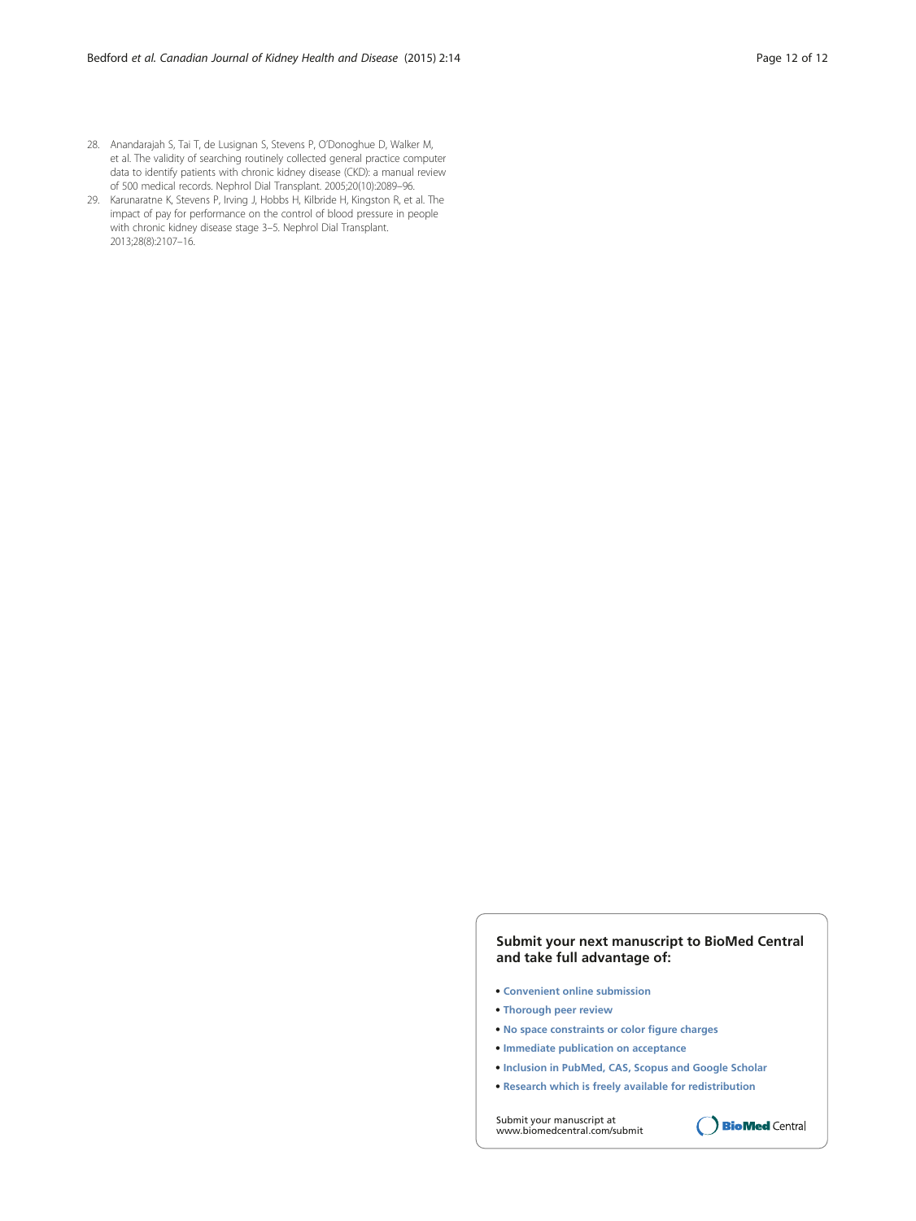28. Anandarajah S, Tai T, de Lusignan S, Stevens P, O'Donoghue D, Walker M, et al. The validity of searching routinely collected general practice computer data to identify patients with chronic kidney disease (CKD): a manual review of 500 medical records. Nephrol Dial Transplant. 2005;20(10):2089–96.
29. Karunaratne K, Stevens P, Irving J, Hobbs H, Kilbride H, Kingston R, et al. The impact of pay for performance on the control of blood pressure in people with chronic kidney disease stage 3–5. Nephrol Dial Transplant. 2013;28(8):2107–16.

**Submit your next manuscript to BioMed Central and take full advantage of:**

- **Convenient online submission**
- **Thorough peer review**
- **No space constraints or color figure charges**
- **Immediate publication on acceptance**
- **Inclusion in PubMed, CAS, Scopus and Google Scholar**
- **Research which is freely available for redistribution**

Submit your manuscript at
www.biomedcentral.com/submit

BioMed Central